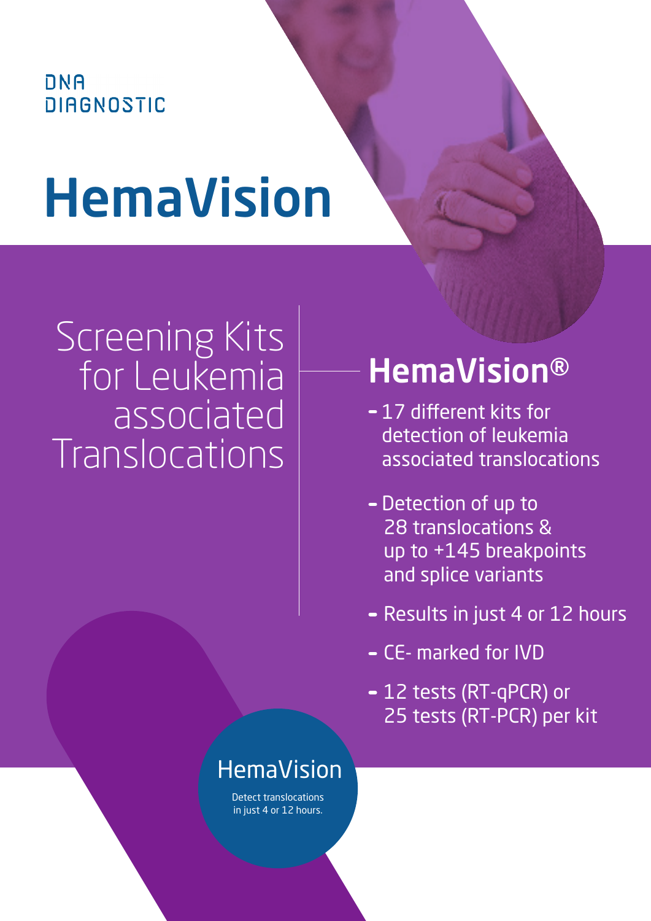DNA DIAGNOSTIC

# HemaVision

## Screening Kits for Leukemia associated Translocations

## HemaVision®

- 17 different kits for detection of leukemia associated translocations
- Detection of up to 28 translocations & up to +145 breakpoints and splice variants
- Results in just 4 or 12 hours
- CE- marked for IVD
- 12 tests (RT-qPCR) or 25 tests (RT-PCR) per kit

HemaVision

Detect translocations in just 4 or 12 hours.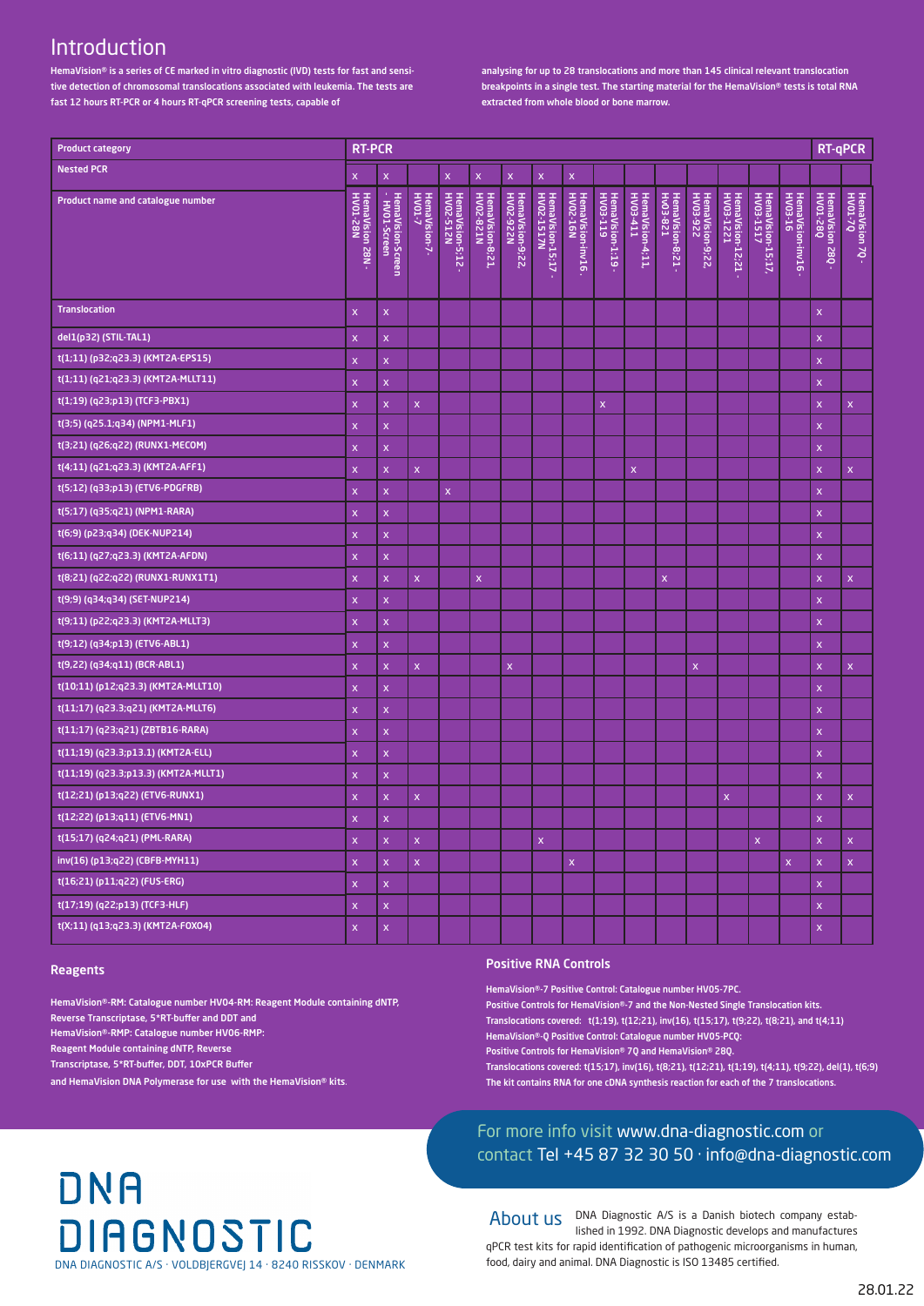# Introduction

HemaVision® is a series of CE marked in vitro diagnostic (IVD) tests for fast and sensitive detection of chromosomal translocations associated with leukemia. The tests are fast 12 hours RT-PCR or 4 hours RT-qPCR screening tests, capable of analysing for up to 28 translocations and more than 145 clinical relevant translocation breakpoints in a single test. The starting material for the HemaVision® tests is total RNA extracted from whole blood or bone marrow.

| Product category | RT-PCR | | | | | | | | | | | | | | | RT-qPCR | |
|---|---|---|---|---|---|---|---|---|---|---|---|---|---|---|---|---|---|
| Nested PCR | x | x | | x | x | x | x | x | | | | | | | | | |
| Product name and catalogue number | HemaVision 28N - HV01-28N | HemaVision-Screen - HV01-Screen | HemaVision-7 - HV01-7 | HemaVision-5;12 - HV02-512N | HemaVision-8;21 - HV02-821N | HemaVision-9;22 - HV02-922N | HemaVision-15;17 - HV02-1517N | HemaVision-inv16 - HV02-16N | HemaVision-1;19 - HV03-119 | HemaVision-4;11 - HV03-411 | HemaVision-8;21 - HV03-821 | HemaVision-9;22 - HV03-922 | HemaVision-12;21 - HV03-1221 | HemaVision-15;17 - HV03-1517 | HemaVision-inv16 - HV03-16 | HemaVision 28Q - HV01-28Q | HemaVision 7Q - HV01-7Q |
| Translocation | x | x | | | | | | | | | | | | | | x | |
| del1(p32) (STIL-TAL1) | x | x | | | | | | | | | | | | | | x | |
| t(1;11) (p32;q23.3) (KMT2A-EPS15) | x | x | | | | | | | | | | | | | | x | |
| t(1;11) (q21;q23.3) (KMT2A-MLLT11) | x | x | | | | | | | | | | | | | | x | |
| t(1;19) (q23;p13) (TCF3-PBX1) | x | x | x | | | | | | x | | | | | | | x | x |
| t(3;5) (q25.1;q34) (NPM1-MLF1) | x | x | | | | | | | | | | | | | | x | |
| t(3;21) (q26;q22) (RUNX1-MECOM) | x | x | | | | | | | | | | | | | | x | |
| t(4;11) (q21;q23.3) (KMT2A-AFF1) | x | x | x | | | | | | | x | | | | | | x | x |
| t(5;12) (q33;p13) (ETV6-PDGFRB) | x | x | | x | | | | | | | | | | | | x | |
| t(5;17) (q35;q21) (NPM1-RARA) | x | x | | | | | | | | | | | | | | x | |
| t(6;9) (p23;q34) (DEK-NUP214) | x | x | | | | | | | | | | | | | | x | |
| t(6;11) (q27;q23.3) (KMT2A-AFDN) | x | x | | | | | | | | | | | | | | x | |
| t(8;21) (q22;q22) (RUNX1-RUNX1T1) | x | x | x | | x | | | | | | x | | | | | x | x |
| t(9;9) (q34;q34) (SET-NUP214) | x | x | | | | | | | | | | | | | | x | |
| t(9;11) (p22;q23.3) (KMT2A-MLLT3) | x | x | | | | | | | | | | | | | | x | |
| t(9;12) (q34;p13) (ETV6-ABL1) | x | x | | | | | | | | | | | | | | x | |
| t(9,22) (q34;q11) (BCR-ABL1) | x | x | x | | | x | | | | | | x | | | | x | x |
| t(10;11) (p12;q23.3) (KMT2A-MLLT10) | x | x | | | | | | | | | | | | | | x | |
| t(11;17) (q23.3;q21) (KMT2A-MLLT6) | x | x | | | | | | | | | | | | | | x | |
| t(11;17) (q23;q21) (ZBTB16-RARA) | x | x | | | | | | | | | | | | | | x | |
| t(11;19) (q23.3;p13.1) (KMT2A-ELL) | x | x | | | | | | | | | | | | | | x | |
| t(11;19) (q23.3;p13.3) (KMT2A-MLLT1) | x | x | | | | | | | | | | | | | | x | |
| t(12;21) (p13;q22) (ETV6-RUNX1) | x | x | x | | | | | | | | | | x | | | x | x |
| t(12;22) (p13;q11) (ETV6-MN1) | x | x | | | | | | | | | | | | | | x | |
| t(15;17) (q24;q21) (PML-RARA) | x | x | x | | | | x | | | | | | | x | | x | x |
| inv(16) (p13;q22) (CBFB-MYH11) | x | x | x | | | | | x | | | | | | | x | x | x |
| t(16;21) (p11;q22) (FUS-ERG) | x | x | | | | | | | | | | | | | | x | |
| t(17;19) (q22;p13) (TCF3-HLF) | x | x | | | | | | | | | | | | | | x | |
| t(X;11) (q13;q23.3) (KMT2A-FOXO4) | x | x | | | | | | | | | | | | | | x | |

## Reagents

HemaVision®-RM: Catalogue number HV04-RM: Reagent Module containing dNTP, Reverse Transcriptase, 5*RT-buffer and DDT and HemaVision®-RMP: Catalogue number HV06-RMP: Reagent Module containing dNTP, Reverse Transcriptase, 5*RT-buffer, DDT, 10xPCR Buffer and HemaVision DNA Polymerase for use with the HemaVision® kits.

## Positive RNA Controls

HemaVision®-7 Positive Control: Catalogue number HV05-7PC.
Positive Controls for HemaVision®-7 and the Non-Nested Single Translocation kits.
Translocations covered: t(1;19), t(12;21), inv(16), t(15;17), t(9;22), t(8;21), and t(4;11)
HemaVision®-Q Positive Control: Catalogue number HV05-PCQ:
Positive Controls for HemaVision® 7Q and HemaVision® 28Q.
Translocations covered: t(15;17), inv(16), t(8;21), t(12;21), t(1;19), t(4;11), t(9;22), del(1), t(6;9)
The kit contains RNA for one cDNA synthesis reaction for each of the 7 translocations.

For more info visit www.dna-diagnostic.com or contact Tel +45 87 32 30 50 · info@dna-diagnostic.com

DNA DIAGNOSTIC

DNA DIAGNOSTIC A/S · VOLDBJERGVEJ 14 · 8240 RISSKOV · DENMARK

## About us

DNA Diagnostic A/S is a Danish biotech company established in 1992. DNA Diagnostic develops and manufactures qPCR test kits for rapid identification of pathogenic microorganisms in human, food, dairy and animal. DNA Diagnostic is ISO 13485 certified.

28.01.22